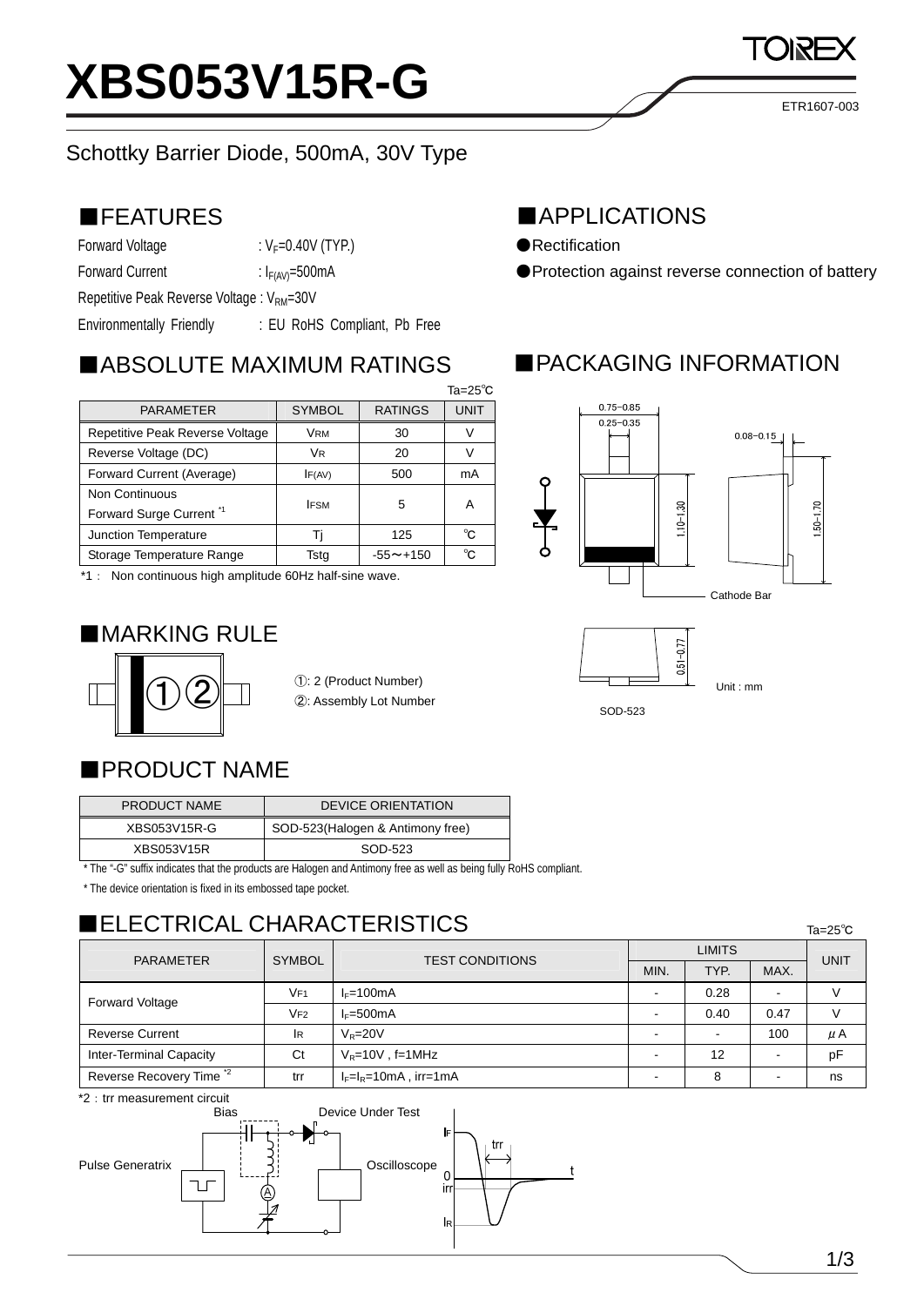# XBS053V15R-G

ETR1607-003

Schottky Barrier Diode, 500mA, 30V Type

## ■FEATURES

Forward Voltage : $V_F$=0.40V (TYP.)

Forward Current : $I_{F(AV)}$=500mA

Repetitive Peak Reverse Voltage : $V_{RM}$=30V

Environmentally Friendly : EU RoHS Compliant, Pb Free

## ■APPLICATIONS

●Rectification

●Protection against reverse connection of battery

## ■ABSOLUTE MAXIMUM RATINGS

Ta=25℃

| PARAMETER | SYMBOL | RATINGS | UNIT |
|---|---|---|---|
| Repetitive Peak Reverse Voltage | $V_{RM}$ | 30 | V |
| Reverse Voltage (DC) | $V_R$ | 20 | V |
| Forward Current (Average) | $I_{F(AV)}$ | 500 | mA |
| Non Continuous Forward Surge Current *1 | $I_{FSM}$ | 5 | A |
| Junction Temperature | Tj | 125 | ℃ |
| Storage Temperature Range | Tstg | -55～+150 | ℃ |

*1 : Non continuous high amplitude 60Hz half-sine wave.

## ■PACKAGING INFORMATION

0.75~0.85
0.25~0.35
0.08~0.15
1.10~1.30
1.50~1.70
Cathode Bar
0.51~0.77

Unit : mm

SOD-523

## ■MARKING RULE

①: 2 (Product Number)

②: Assembly Lot Number

## ■PRODUCT NAME

| PRODUCT NAME | DEVICE ORIENTATION |
|---|---|
| XBS053V15R-G | SOD-523(Halogen & Antimony free) |
| XBS053V15R | SOD-523 |

* The "-G" suffix indicates that the products are Halogen and Antimony free as well as being fully RoHS compliant.

* The device orientation is fixed in its embossed tape pocket.

## ■ELECTRICAL CHARACTERISTICS

Ta=25℃

| PARAMETER | SYMBOL | TEST CONDITIONS | LIMITS | | | UNIT |
|---|---|---|---|---|---|---|
| | | | MIN. | TYP. | MAX. | |
| Forward Voltage | $V_{F1}$ | $I_F$=100mA | - | 0.28 | - | V |
| | $V_{F2}$ | $I_F$=500mA | - | 0.40 | 0.47 | V |
| Reverse Current | $I_R$ | $V_R$=20V | - | - | 100 | μA |
| Inter-Terminal Capacity | Ct | $V_R$=10V , f=1MHz | - | 12 | - | pF |
| Reverse Recovery Time *2 | trr | $I_F$=$I_R$=10mA , irr=1mA | - | 8 | - | ns |

*2 : trr measurement circuit

Bias · Device Under Test · Pulse Generatrix · Oscilloscope · $I_F$ · trr · t · 0 · irr · $I_R$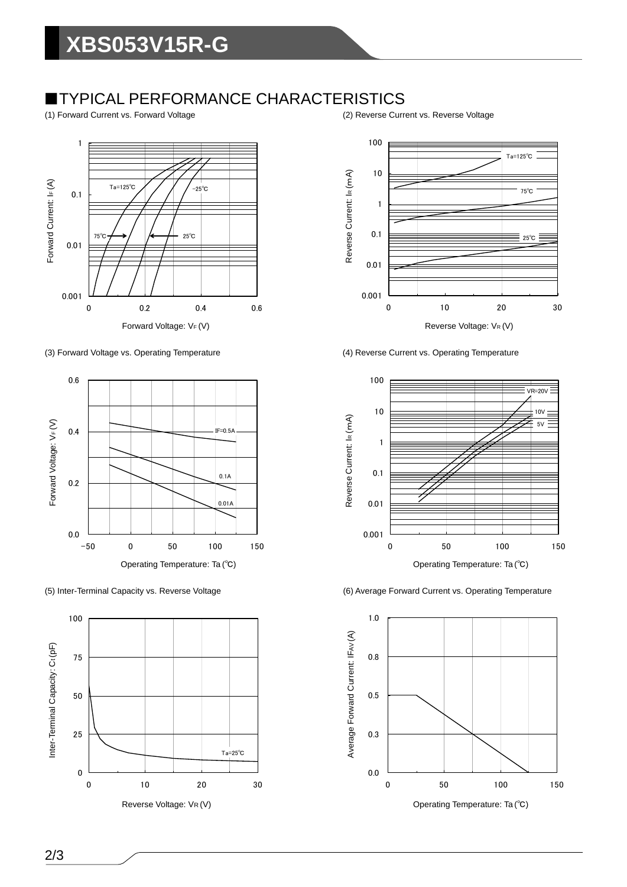## ■TYPICAL PERFORMANCE CHARACTERISTICS

(1) Forward Current vs. Forward Voltage

(2) Reverse Current vs. Reverse Voltage

(3) Forward Voltage vs. Operating Temperature

(4) Reverse Current vs. Operating Temperature

(5) Inter-Terminal Capacity vs. Reverse Voltage

(6) Average Forward Current vs. Operating Temperature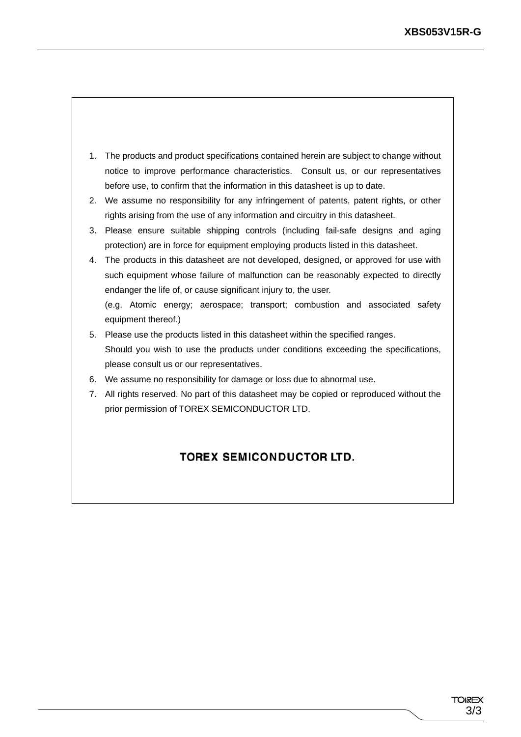1. The products and product specifications contained herein are subject to change without notice to improve performance characteristics. Consult us, or our representatives before use, to confirm that the information in this datasheet is up to date.
2. We assume no responsibility for any infringement of patents, patent rights, or other rights arising from the use of any information and circuitry in this datasheet.
3. Please ensure suitable shipping controls (including fail-safe designs and aging protection) are in force for equipment employing products listed in this datasheet.
4. The products in this datasheet are not developed, designed, or approved for use with such equipment whose failure of malfunction can be reasonably expected to directly endanger the life of, or cause significant injury to, the user.
   (e.g. Atomic energy; aerospace; transport; combustion and associated safety equipment thereof.)
5. Please use the products listed in this datasheet within the specified ranges.
   Should you wish to use the products under conditions exceeding the specifications, please consult us or our representatives.
6. We assume no responsibility for damage or loss due to abnormal use.
7. All rights reserved. No part of this datasheet may be copied or reproduced without the prior permission of TOREX SEMICONDUCTOR LTD.

**TOREX SEMICONDUCTOR LTD.**